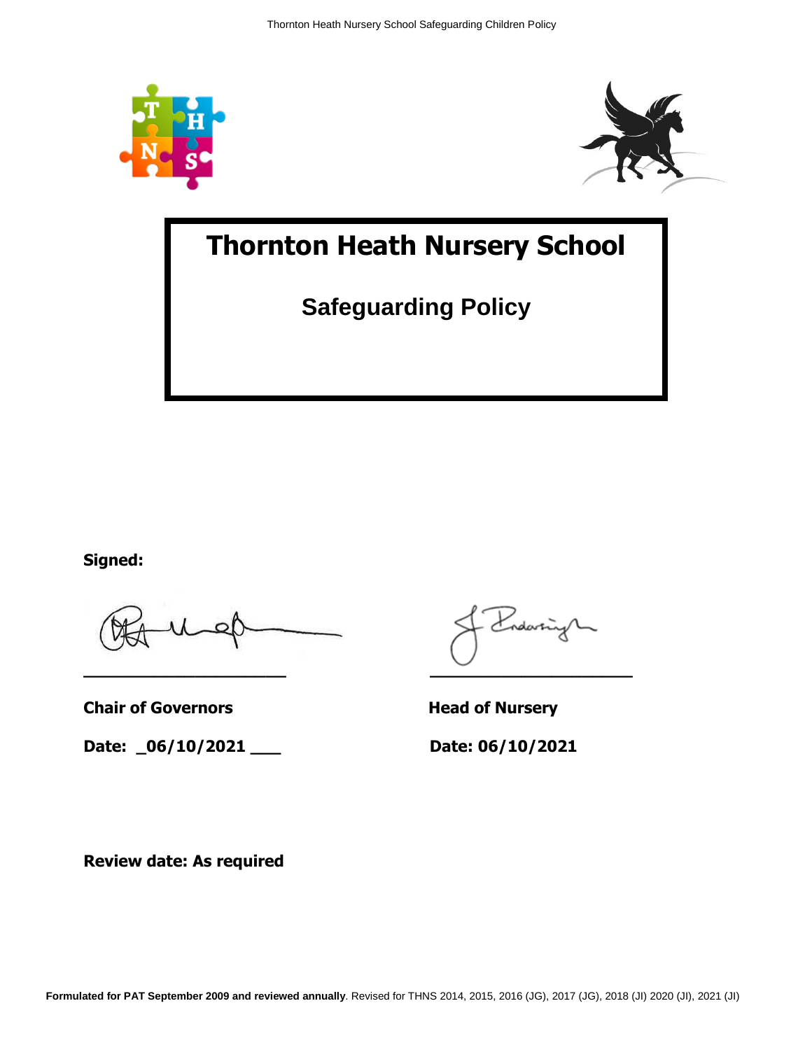# Thornton Heath Nursery School

## Safeguarding Policy

**Signed:**

**Chair of Governors**

**Date: _06/10/2021 ___**

**Head of Nursery**

**Date: 06/10/2021**

**Review date: As required**

**Formulated for PAT September 2009 and reviewed annually**. Revised for THNS 2014, 2015, 2016 (JG), 2017 (JG), 2018 (JI) 2020 (JI), 2021 (JI)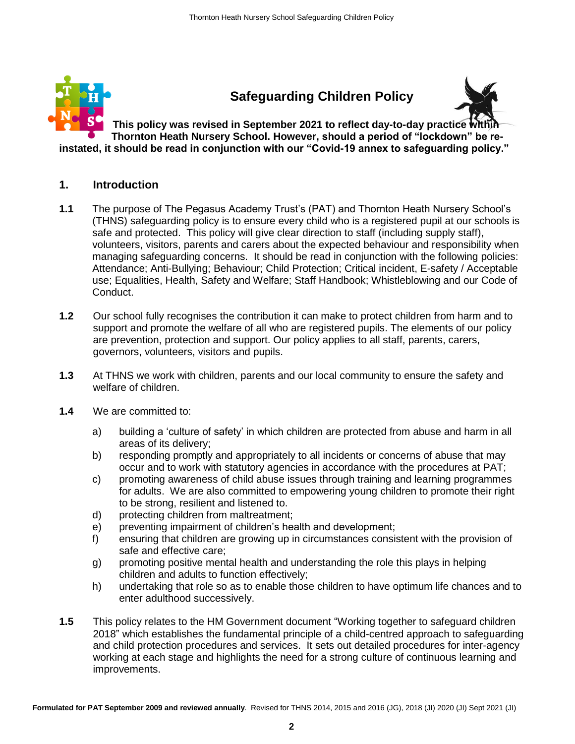# Safeguarding Children Policy

**This policy was revised in September 2021 to reflect day-to-day practice within Thornton Heath Nursery School. However, should a period of "lockdown" be re-instated, it should be read in conjunction with our "Covid-19 annex to safeguarding policy."**

## 1. Introduction

**1.1** The purpose of The Pegasus Academy Trust's (PAT) and Thornton Heath Nursery School's (THNS) safeguarding policy is to ensure every child who is a registered pupil at our schools is safe and protected. This policy will give clear direction to staff (including supply staff), volunteers, visitors, parents and carers about the expected behaviour and responsibility when managing safeguarding concerns. It should be read in conjunction with the following policies: Attendance; Anti-Bullying; Behaviour; Child Protection; Critical incident, E-safety / Acceptable use; Equalities, Health, Safety and Welfare; Staff Handbook; Whistleblowing and our Code of Conduct.

**1.2** Our school fully recognises the contribution it can make to protect children from harm and to support and promote the welfare of all who are registered pupils. The elements of our policy are prevention, protection and support. Our policy applies to all staff, parents, carers, governors, volunteers, visitors and pupils.

**1.3** At THNS we work with children, parents and our local community to ensure the safety and welfare of children.

**1.4** We are committed to:

a) building a 'culture of safety' in which children are protected from abuse and harm in all areas of its delivery;
b) responding promptly and appropriately to all incidents or concerns of abuse that may occur and to work with statutory agencies in accordance with the procedures at PAT;
c) promoting awareness of child abuse issues through training and learning programmes for adults. We are also committed to empowering young children to promote their right to be strong, resilient and listened to.
d) protecting children from maltreatment;
e) preventing impairment of children's health and development;
f) ensuring that children are growing up in circumstances consistent with the provision of safe and effective care;
g) promoting positive mental health and understanding the role this plays in helping children and adults to function effectively;
h) undertaking that role so as to enable those children to have optimum life chances and to enter adulthood successively.

**1.5** This policy relates to the HM Government document "Working together to safeguard children 2018" which establishes the fundamental principle of a child-centred approach to safeguarding and child protection procedures and services. It sets out detailed procedures for inter-agency working at each stage and highlights the need for a strong culture of continuous learning and improvements.

**Formulated for PAT September 2009 and reviewed annually**. Revised for THNS 2014, 2015 and 2016 (JG), 2018 (JI) 2020 (JI) Sept 2021 (JI)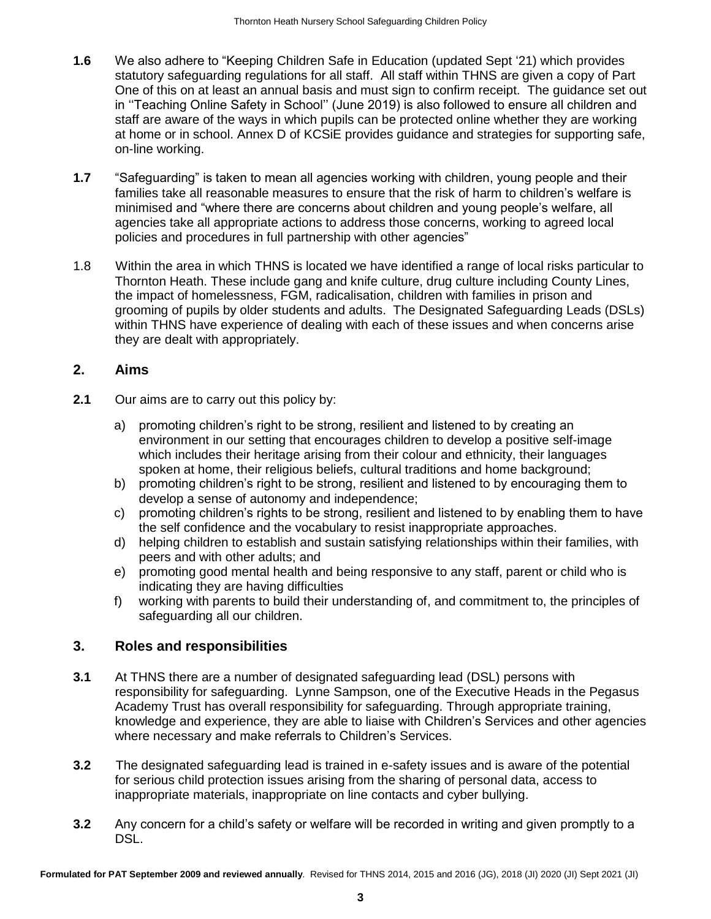**1.6** We also adhere to "Keeping Children Safe in Education (updated Sept '21) which provides statutory safeguarding regulations for all staff. All staff within THNS are given a copy of Part One of this on at least an annual basis and must sign to confirm receipt. The guidance set out in ''Teaching Online Safety in School'' (June 2019) is also followed to ensure all children and staff are aware of the ways in which pupils can be protected online whether they are working at home or in school. Annex D of KCSiE provides guidance and strategies for supporting safe, on-line working.

**1.7** "Safeguarding" is taken to mean all agencies working with children, young people and their families take all reasonable measures to ensure that the risk of harm to children's welfare is minimised and "where there are concerns about children and young people's welfare, all agencies take all appropriate actions to address those concerns, working to agreed local policies and procedures in full partnership with other agencies"

1.8 Within the area in which THNS is located we have identified a range of local risks particular to Thornton Heath. These include gang and knife culture, drug culture including County Lines, the impact of homelessness, FGM, radicalisation, children with families in prison and grooming of pupils by older students and adults. The Designated Safeguarding Leads (DSLs) within THNS have experience of dealing with each of these issues and when concerns arise they are dealt with appropriately.

## 2. Aims

**2.1** Our aims are to carry out this policy by:

a) promoting children's right to be strong, resilient and listened to by creating an environment in our setting that encourages children to develop a positive self-image which includes their heritage arising from their colour and ethnicity, their languages spoken at home, their religious beliefs, cultural traditions and home background;
b) promoting children's right to be strong, resilient and listened to by encouraging them to develop a sense of autonomy and independence;
c) promoting children's rights to be strong, resilient and listened to by enabling them to have the self confidence and the vocabulary to resist inappropriate approaches.
d) helping children to establish and sustain satisfying relationships within their families, with peers and with other adults; and
e) promoting good mental health and being responsive to any staff, parent or child who is indicating they are having difficulties
f) working with parents to build their understanding of, and commitment to, the principles of safeguarding all our children.

## 3. Roles and responsibilities

**3.1** At THNS there are a number of designated safeguarding lead (DSL) persons with responsibility for safeguarding. Lynne Sampson, one of the Executive Heads in the Pegasus Academy Trust has overall responsibility for safeguarding. Through appropriate training, knowledge and experience, they are able to liaise with Children's Services and other agencies where necessary and make referrals to Children's Services.

**3.2** The designated safeguarding lead is trained in e-safety issues and is aware of the potential for serious child protection issues arising from the sharing of personal data, access to inappropriate materials, inappropriate on line contacts and cyber bullying.

**3.2** Any concern for a child's safety or welfare will be recorded in writing and given promptly to a DSL.

**Formulated for PAT September 2009 and reviewed annually**. Revised for THNS 2014, 2015 and 2016 (JG), 2018 (JI) 2020 (JI) Sept 2021 (JI)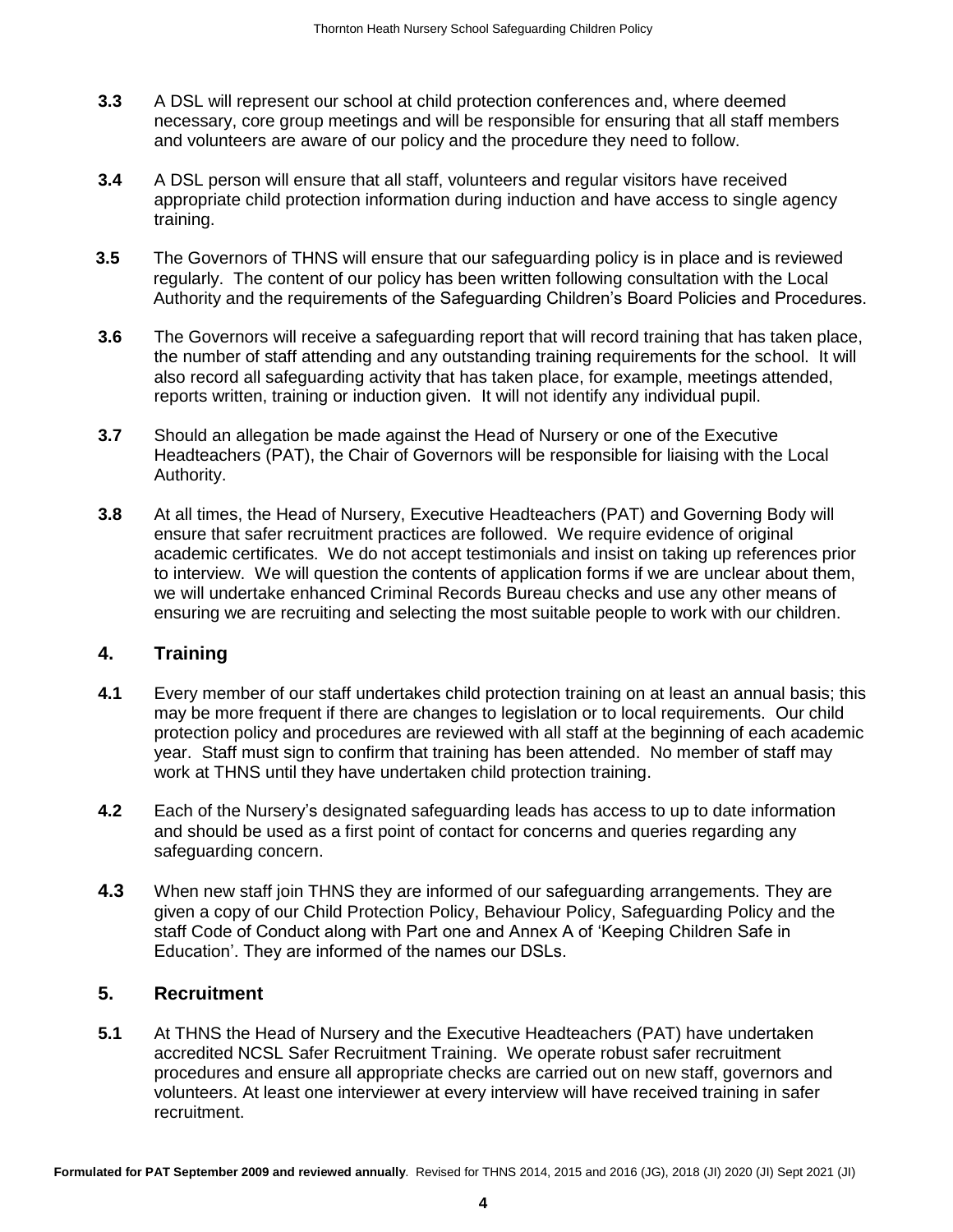**3.3** A DSL will represent our school at child protection conferences and, where deemed necessary, core group meetings and will be responsible for ensuring that all staff members and volunteers are aware of our policy and the procedure they need to follow.

**3.4** A DSL person will ensure that all staff, volunteers and regular visitors have received appropriate child protection information during induction and have access to single agency training.

**3.5** The Governors of THNS will ensure that our safeguarding policy is in place and is reviewed regularly. The content of our policy has been written following consultation with the Local Authority and the requirements of the Safeguarding Children's Board Policies and Procedures.

**3.6** The Governors will receive a safeguarding report that will record training that has taken place, the number of staff attending and any outstanding training requirements for the school. It will also record all safeguarding activity that has taken place, for example, meetings attended, reports written, training or induction given. It will not identify any individual pupil.

**3.7** Should an allegation be made against the Head of Nursery or one of the Executive Headteachers (PAT), the Chair of Governors will be responsible for liaising with the Local Authority.

**3.8** At all times, the Head of Nursery, Executive Headteachers (PAT) and Governing Body will ensure that safer recruitment practices are followed. We require evidence of original academic certificates. We do not accept testimonials and insist on taking up references prior to interview. We will question the contents of application forms if we are unclear about them, we will undertake enhanced Criminal Records Bureau checks and use any other means of ensuring we are recruiting and selecting the most suitable people to work with our children.

## 4. Training

**4.1** Every member of our staff undertakes child protection training on at least an annual basis; this may be more frequent if there are changes to legislation or to local requirements. Our child protection policy and procedures are reviewed with all staff at the beginning of each academic year. Staff must sign to confirm that training has been attended. No member of staff may work at THNS until they have undertaken child protection training.

**4.2** Each of the Nursery's designated safeguarding leads has access to up to date information and should be used as a first point of contact for concerns and queries regarding any safeguarding concern.

**4.3** When new staff join THNS they are informed of our safeguarding arrangements. They are given a copy of our Child Protection Policy, Behaviour Policy, Safeguarding Policy and the staff Code of Conduct along with Part one and Annex A of 'Keeping Children Safe in Education'. They are informed of the names our DSLs.

## 5. Recruitment

**5.1** At THNS the Head of Nursery and the Executive Headteachers (PAT) have undertaken accredited NCSL Safer Recruitment Training. We operate robust safer recruitment procedures and ensure all appropriate checks are carried out on new staff, governors and volunteers. At least one interviewer at every interview will have received training in safer recruitment.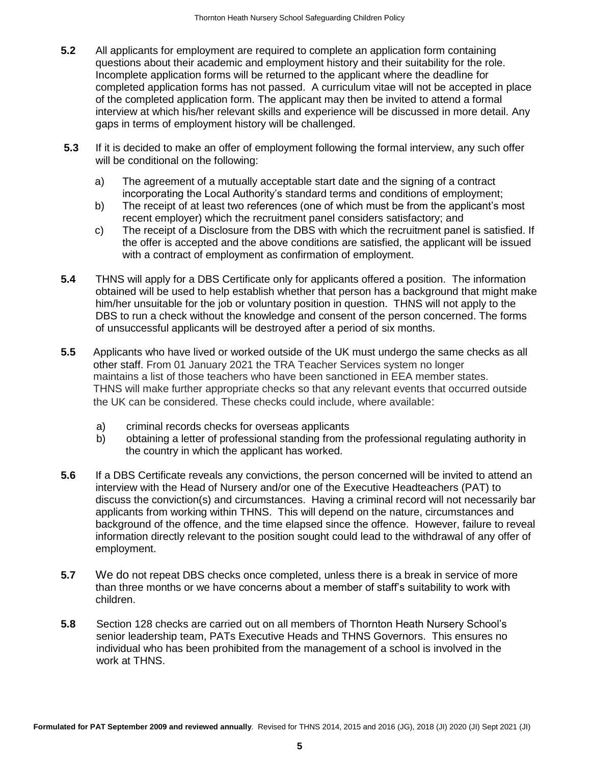**5.2** All applicants for employment are required to complete an application form containing questions about their academic and employment history and their suitability for the role. Incomplete application forms will be returned to the applicant where the deadline for completed application forms has not passed. A curriculum vitae will not be accepted in place of the completed application form. The applicant may then be invited to attend a formal interview at which his/her relevant skills and experience will be discussed in more detail. Any gaps in terms of employment history will be challenged.

**5.3** If it is decided to make an offer of employment following the formal interview, any such offer will be conditional on the following:

a) The agreement of a mutually acceptable start date and the signing of a contract incorporating the Local Authority's standard terms and conditions of employment;

b) The receipt of at least two references (one of which must be from the applicant's most recent employer) which the recruitment panel considers satisfactory; and

c) The receipt of a Disclosure from the DBS with which the recruitment panel is satisfied. If the offer is accepted and the above conditions are satisfied, the applicant will be issued with a contract of employment as confirmation of employment.

**5.4** THNS will apply for a DBS Certificate only for applicants offered a position. The information obtained will be used to help establish whether that person has a background that might make him/her unsuitable for the job or voluntary position in question. THNS will not apply to the DBS to run a check without the knowledge and consent of the person concerned. The forms of unsuccessful applicants will be destroyed after a period of six months.

**5.5** Applicants who have lived or worked outside of the UK must undergo the same checks as all other staff. From 01 January 2021 the TRA Teacher Services system no longer maintains a list of those teachers who have been sanctioned in EEA member states. THNS will make further appropriate checks so that any relevant events that occurred outside the UK can be considered. These checks could include, where available:

a) criminal records checks for overseas applicants

b) obtaining a letter of professional standing from the professional regulating authority in the country in which the applicant has worked.

**5.6** If a DBS Certificate reveals any convictions, the person concerned will be invited to attend an interview with the Head of Nursery and/or one of the Executive Headteachers (PAT) to discuss the conviction(s) and circumstances. Having a criminal record will not necessarily bar applicants from working within THNS. This will depend on the nature, circumstances and background of the offence, and the time elapsed since the offence. However, failure to reveal information directly relevant to the position sought could lead to the withdrawal of any offer of employment.

**5.7** We do not repeat DBS checks once completed, unless there is a break in service of more than three months or we have concerns about a member of staff's suitability to work with children.

**5.8** Section 128 checks are carried out on all members of Thornton Heath Nursery School's senior leadership team, PATs Executive Heads and THNS Governors. This ensures no individual who has been prohibited from the management of a school is involved in the work at THNS.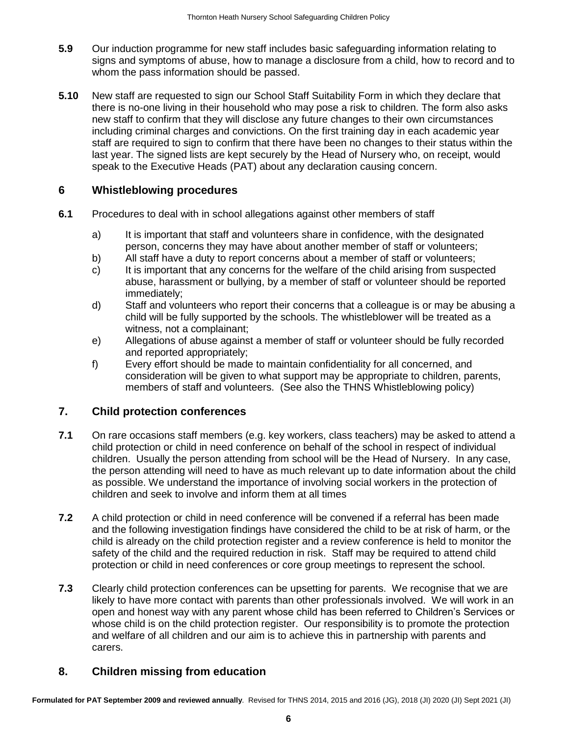**5.9** Our induction programme for new staff includes basic safeguarding information relating to signs and symptoms of abuse, how to manage a disclosure from a child, how to record and to whom the pass information should be passed.

**5.10** New staff are requested to sign our School Staff Suitability Form in which they declare that there is no-one living in their household who may pose a risk to children. The form also asks new staff to confirm that they will disclose any future changes to their own circumstances including criminal charges and convictions. On the first training day in each academic year staff are required to sign to confirm that there have been no changes to their status within the last year. The signed lists are kept securely by the Head of Nursery who, on receipt, would speak to the Executive Heads (PAT) about any declaration causing concern.

## 6 Whistleblowing procedures

**6.1** Procedures to deal with in school allegations against other members of staff

a) It is important that staff and volunteers share in confidence, with the designated person, concerns they may have about another member of staff or volunteers;
b) All staff have a duty to report concerns about a member of staff or volunteers;
c) It is important that any concerns for the welfare of the child arising from suspected abuse, harassment or bullying, by a member of staff or volunteer should be reported immediately;
d) Staff and volunteers who report their concerns that a colleague is or may be abusing a child will be fully supported by the schools. The whistleblower will be treated as a witness, not a complainant;
e) Allegations of abuse against a member of staff or volunteer should be fully recorded and reported appropriately;
f) Every effort should be made to maintain confidentiality for all concerned, and consideration will be given to what support may be appropriate to children, parents, members of staff and volunteers. (See also the THNS Whistleblowing policy)

## 7. Child protection conferences

**7.1** On rare occasions staff members (e.g. key workers, class teachers) may be asked to attend a child protection or child in need conference on behalf of the school in respect of individual children. Usually the person attending from school will be the Head of Nursery. In any case, the person attending will need to have as much relevant up to date information about the child as possible. We understand the importance of involving social workers in the protection of children and seek to involve and inform them at all times

**7.2** A child protection or child in need conference will be convened if a referral has been made and the following investigation findings have considered the child to be at risk of harm, or the child is already on the child protection register and a review conference is held to monitor the safety of the child and the required reduction in risk. Staff may be required to attend child protection or child in need conferences or core group meetings to represent the school.

**7.3** Clearly child protection conferences can be upsetting for parents. We recognise that we are likely to have more contact with parents than other professionals involved. We will work in an open and honest way with any parent whose child has been referred to Children's Services or whose child is on the child protection register. Our responsibility is to promote the protection and welfare of all children and our aim is to achieve this in partnership with parents and carers.

## 8. Children missing from education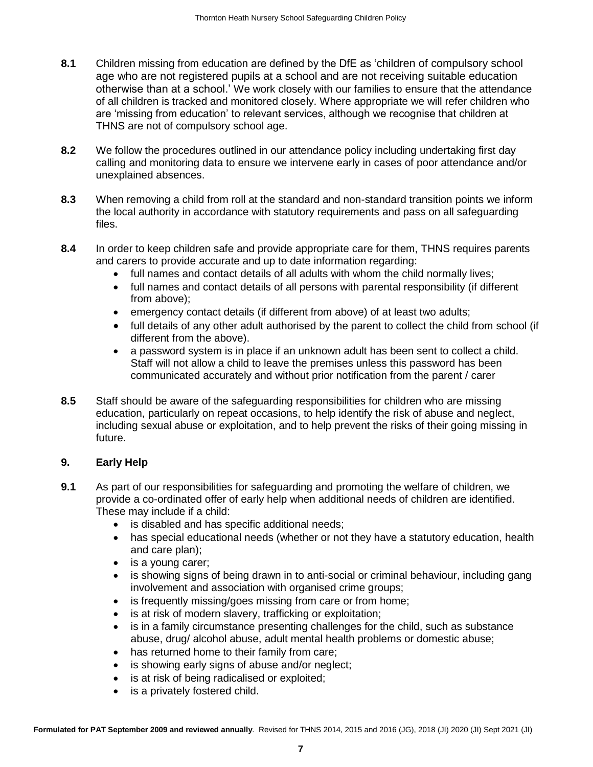**8.1** Children missing from education are defined by the DfE as 'children of compulsory school age who are not registered pupils at a school and are not receiving suitable education otherwise than at a school.' We work closely with our families to ensure that the attendance of all children is tracked and monitored closely. Where appropriate we will refer children who are 'missing from education' to relevant services, although we recognise that children at THNS are not of compulsory school age.

**8.2** We follow the procedures outlined in our attendance policy including undertaking first day calling and monitoring data to ensure we intervene early in cases of poor attendance and/or unexplained absences.

**8.3** When removing a child from roll at the standard and non-standard transition points we inform the local authority in accordance with statutory requirements and pass on all safeguarding files.

**8.4** In order to keep children safe and provide appropriate care for them, THNS requires parents and carers to provide accurate and up to date information regarding:

- full names and contact details of all adults with whom the child normally lives;
- full names and contact details of all persons with parental responsibility (if different from above);
- emergency contact details (if different from above) of at least two adults;
- full details of any other adult authorised by the parent to collect the child from school (if different from the above).
- a password system is in place if an unknown adult has been sent to collect a child. Staff will not allow a child to leave the premises unless this password has been communicated accurately and without prior notification from the parent / carer

**8.5** Staff should be aware of the safeguarding responsibilities for children who are missing education, particularly on repeat occasions, to help identify the risk of abuse and neglect, including sexual abuse or exploitation, and to help prevent the risks of their going missing in future.

## 9. Early Help

**9.1** As part of our responsibilities for safeguarding and promoting the welfare of children, we provide a co-ordinated offer of early help when additional needs of children are identified. These may include if a child:

- is disabled and has specific additional needs;
- has special educational needs (whether or not they have a statutory education, health and care plan);
- is a young carer;
- is showing signs of being drawn in to anti-social or criminal behaviour, including gang involvement and association with organised crime groups;
- is frequently missing/goes missing from care or from home;
- is at risk of modern slavery, trafficking or exploitation;
- is in a family circumstance presenting challenges for the child, such as substance abuse, drug/ alcohol abuse, adult mental health problems or domestic abuse;
- has returned home to their family from care;
- is showing early signs of abuse and/or neglect;
- is at risk of being radicalised or exploited;
- is a privately fostered child.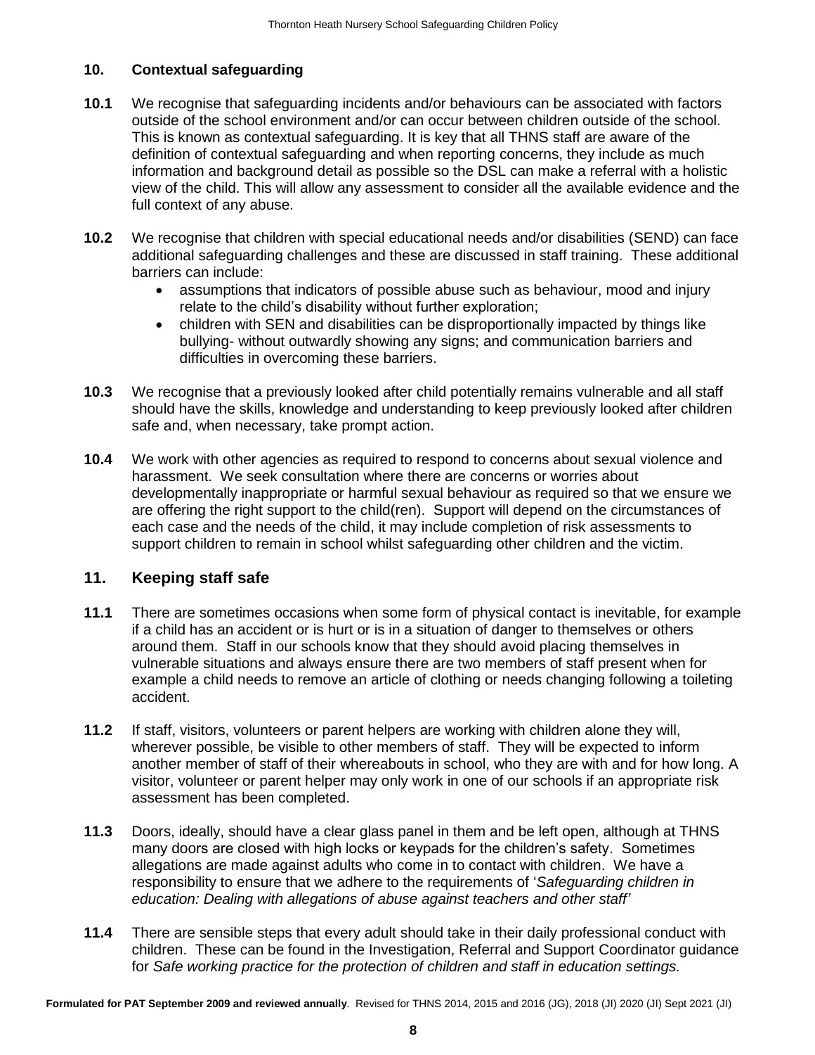## 10. Contextual safeguarding

**10.1** We recognise that safeguarding incidents and/or behaviours can be associated with factors outside of the school environment and/or can occur between children outside of the school. This is known as contextual safeguarding. It is key that all THNS staff are aware of the definition of contextual safeguarding and when reporting concerns, they include as much information and background detail as possible so the DSL can make a referral with a holistic view of the child. This will allow any assessment to consider all the available evidence and the full context of any abuse.

**10.2** We recognise that children with special educational needs and/or disabilities (SEND) can face additional safeguarding challenges and these are discussed in staff training. These additional barriers can include:

- assumptions that indicators of possible abuse such as behaviour, mood and injury relate to the child's disability without further exploration;
- children with SEN and disabilities can be disproportionally impacted by things like bullying- without outwardly showing any signs; and communication barriers and difficulties in overcoming these barriers.

**10.3** We recognise that a previously looked after child potentially remains vulnerable and all staff should have the skills, knowledge and understanding to keep previously looked after children safe and, when necessary, take prompt action.

**10.4** We work with other agencies as required to respond to concerns about sexual violence and harassment. We seek consultation where there are concerns or worries about developmentally inappropriate or harmful sexual behaviour as required so that we ensure we are offering the right support to the child(ren). Support will depend on the circumstances of each case and the needs of the child, it may include completion of risk assessments to support children to remain in school whilst safeguarding other children and the victim.

## 11. Keeping staff safe

**11.1** There are sometimes occasions when some form of physical contact is inevitable, for example if a child has an accident or is hurt or is in a situation of danger to themselves or others around them. Staff in our schools know that they should avoid placing themselves in vulnerable situations and always ensure there are two members of staff present when for example a child needs to remove an article of clothing or needs changing following a toileting accident.

**11.2** If staff, visitors, volunteers or parent helpers are working with children alone they will, wherever possible, be visible to other members of staff. They will be expected to inform another member of staff of their whereabouts in school, who they are with and for how long. A visitor, volunteer or parent helper may only work in one of our schools if an appropriate risk assessment has been completed.

**11.3** Doors, ideally, should have a clear glass panel in them and be left open, although at THNS many doors are closed with high locks or keypads for the children's safety. Sometimes allegations are made against adults who come in to contact with children. We have a responsibility to ensure that we adhere to the requirements of '*Safeguarding children in education: Dealing with allegations of abuse against teachers and other staff'*

**11.4** There are sensible steps that every adult should take in their daily professional conduct with children. These can be found in the Investigation, Referral and Support Coordinator guidance for *Safe working practice for the protection of children and staff in education settings.*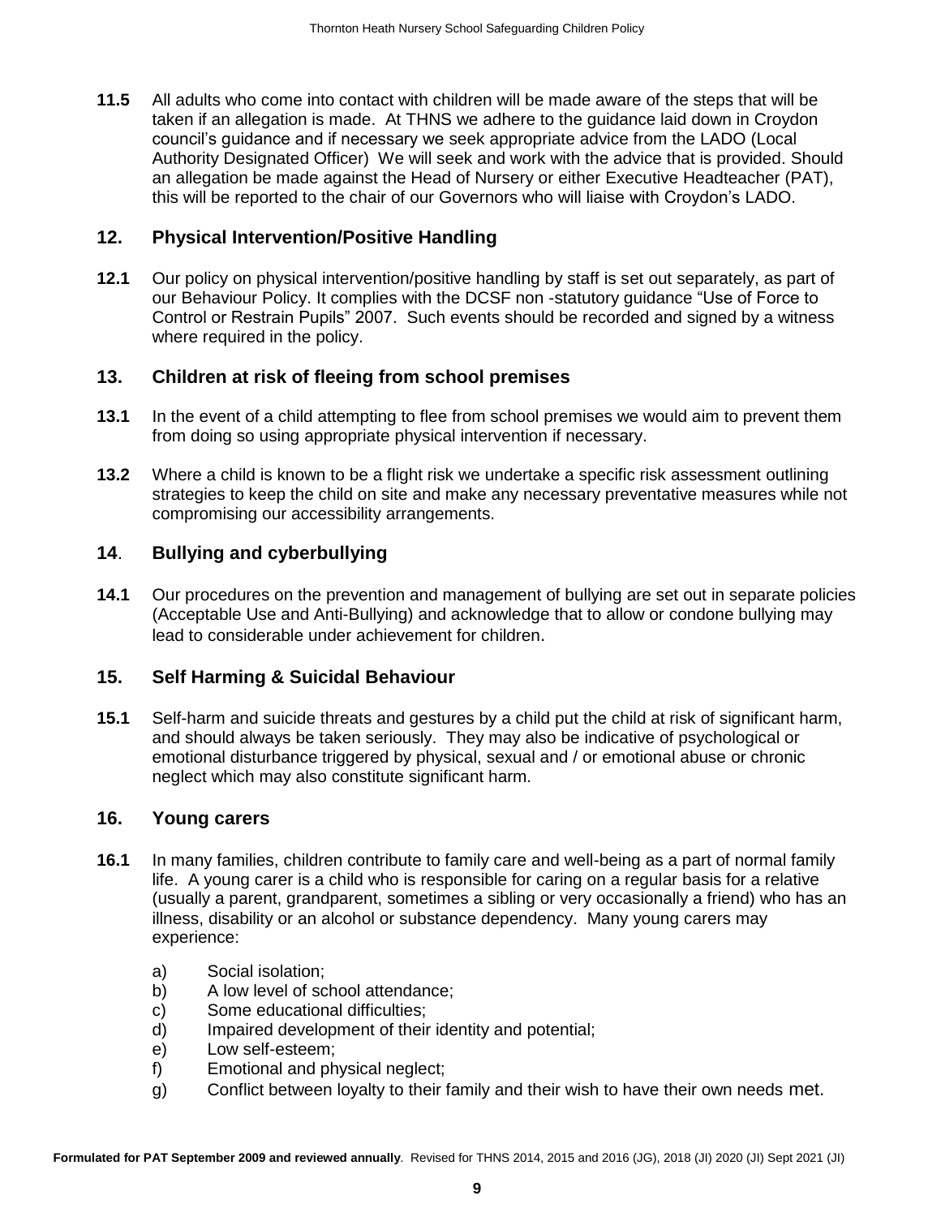**11.5** All adults who come into contact with children will be made aware of the steps that will be taken if an allegation is made. At THNS we adhere to the guidance laid down in Croydon council's guidance and if necessary we seek appropriate advice from the LADO (Local Authority Designated Officer) We will seek and work with the advice that is provided. Should an allegation be made against the Head of Nursery or either Executive Headteacher (PAT), this will be reported to the chair of our Governors who will liaise with Croydon's LADO.

## 12. Physical Intervention/Positive Handling

**12.1** Our policy on physical intervention/positive handling by staff is set out separately, as part of our Behaviour Policy. It complies with the DCSF non -statutory guidance "Use of Force to Control or Restrain Pupils" 2007. Such events should be recorded and signed by a witness where required in the policy.

## 13. Children at risk of fleeing from school premises

**13.1** In the event of a child attempting to flee from school premises we would aim to prevent them from doing so using appropriate physical intervention if necessary.

**13.2** Where a child is known to be a flight risk we undertake a specific risk assessment outlining strategies to keep the child on site and make any necessary preventative measures while not compromising our accessibility arrangements.

## 14. Bullying and cyberbullying

**14.1** Our procedures on the prevention and management of bullying are set out in separate policies (Acceptable Use and Anti-Bullying) and acknowledge that to allow or condone bullying may lead to considerable under achievement for children.

## 15. Self Harming & Suicidal Behaviour

**15.1** Self-harm and suicide threats and gestures by a child put the child at risk of significant harm, and should always be taken seriously. They may also be indicative of psychological or emotional disturbance triggered by physical, sexual and / or emotional abuse or chronic neglect which may also constitute significant harm.

## 16. Young carers

**16.1** In many families, children contribute to family care and well-being as a part of normal family life. A young carer is a child who is responsible for caring on a regular basis for a relative (usually a parent, grandparent, sometimes a sibling or very occasionally a friend) who has an illness, disability or an alcohol or substance dependency. Many young carers may experience:

a) Social isolation;
b) A low level of school attendance;
c) Some educational difficulties;
d) Impaired development of their identity and potential;
e) Low self-esteem;
f) Emotional and physical neglect;
g) Conflict between loyalty to their family and their wish to have their own needs met.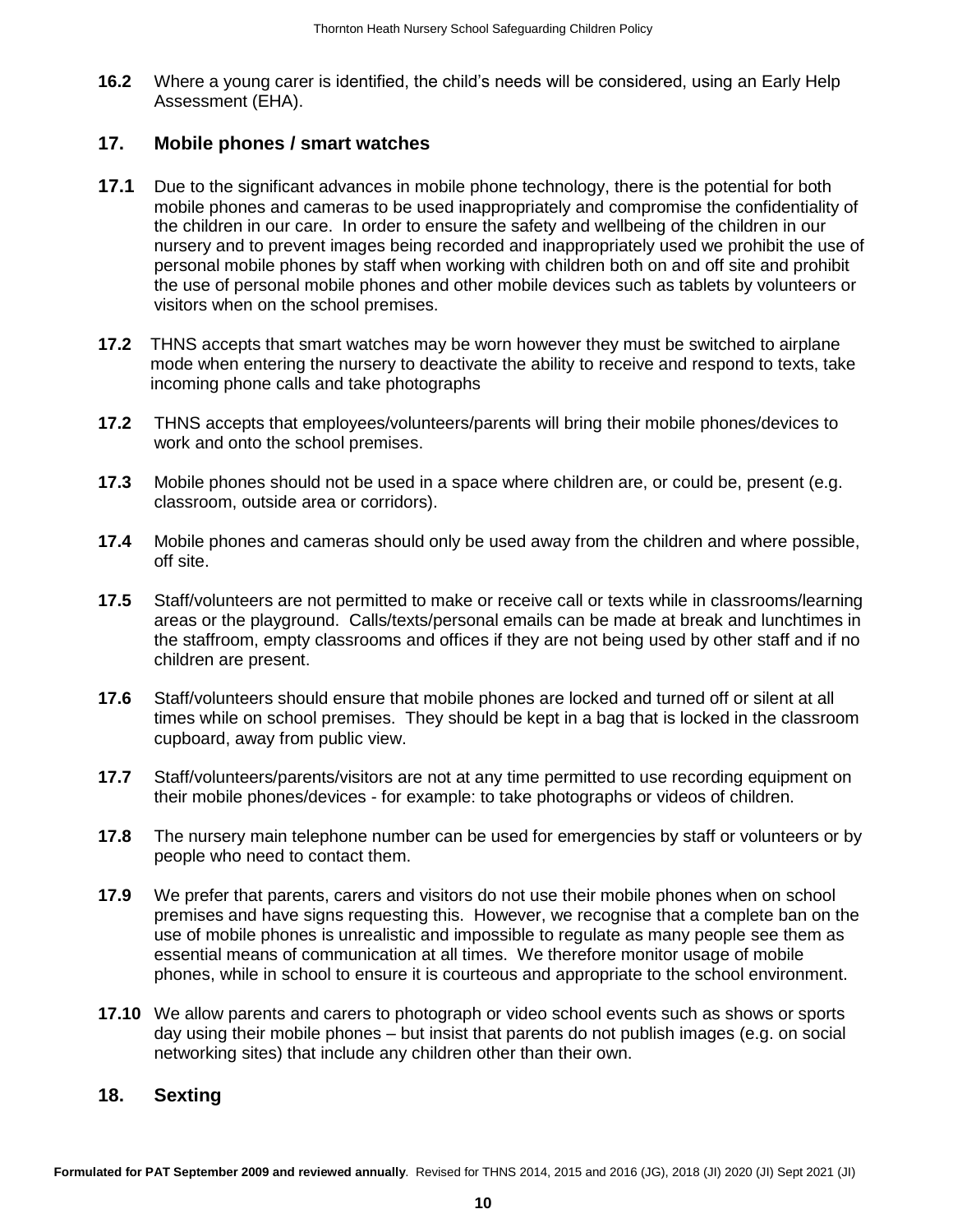**16.2** Where a young carer is identified, the child's needs will be considered, using an Early Help Assessment (EHA).

## 17. Mobile phones / smart watches

**17.1** Due to the significant advances in mobile phone technology, there is the potential for both mobile phones and cameras to be used inappropriately and compromise the confidentiality of the children in our care. In order to ensure the safety and wellbeing of the children in our nursery and to prevent images being recorded and inappropriately used we prohibit the use of personal mobile phones by staff when working with children both on and off site and prohibit the use of personal mobile phones and other mobile devices such as tablets by volunteers or visitors when on the school premises.

**17.2** THNS accepts that smart watches may be worn however they must be switched to airplane mode when entering the nursery to deactivate the ability to receive and respond to texts, take incoming phone calls and take photographs

**17.2** THNS accepts that employees/volunteers/parents will bring their mobile phones/devices to work and onto the school premises.

**17.3** Mobile phones should not be used in a space where children are, or could be, present (e.g. classroom, outside area or corridors).

**17.4** Mobile phones and cameras should only be used away from the children and where possible, off site.

**17.5** Staff/volunteers are not permitted to make or receive call or texts while in classrooms/learning areas or the playground. Calls/texts/personal emails can be made at break and lunchtimes in the staffroom, empty classrooms and offices if they are not being used by other staff and if no children are present.

**17.6** Staff/volunteers should ensure that mobile phones are locked and turned off or silent at all times while on school premises. They should be kept in a bag that is locked in the classroom cupboard, away from public view.

**17.7** Staff/volunteers/parents/visitors are not at any time permitted to use recording equipment on their mobile phones/devices - for example: to take photographs or videos of children.

**17.8** The nursery main telephone number can be used for emergencies by staff or volunteers or by people who need to contact them.

**17.9** We prefer that parents, carers and visitors do not use their mobile phones when on school premises and have signs requesting this. However, we recognise that a complete ban on the use of mobile phones is unrealistic and impossible to regulate as many people see them as essential means of communication at all times. We therefore monitor usage of mobile phones, while in school to ensure it is courteous and appropriate to the school environment.

**17.10** We allow parents and carers to photograph or video school events such as shows or sports day using their mobile phones – but insist that parents do not publish images (e.g. on social networking sites) that include any children other than their own.

## 18. Sexting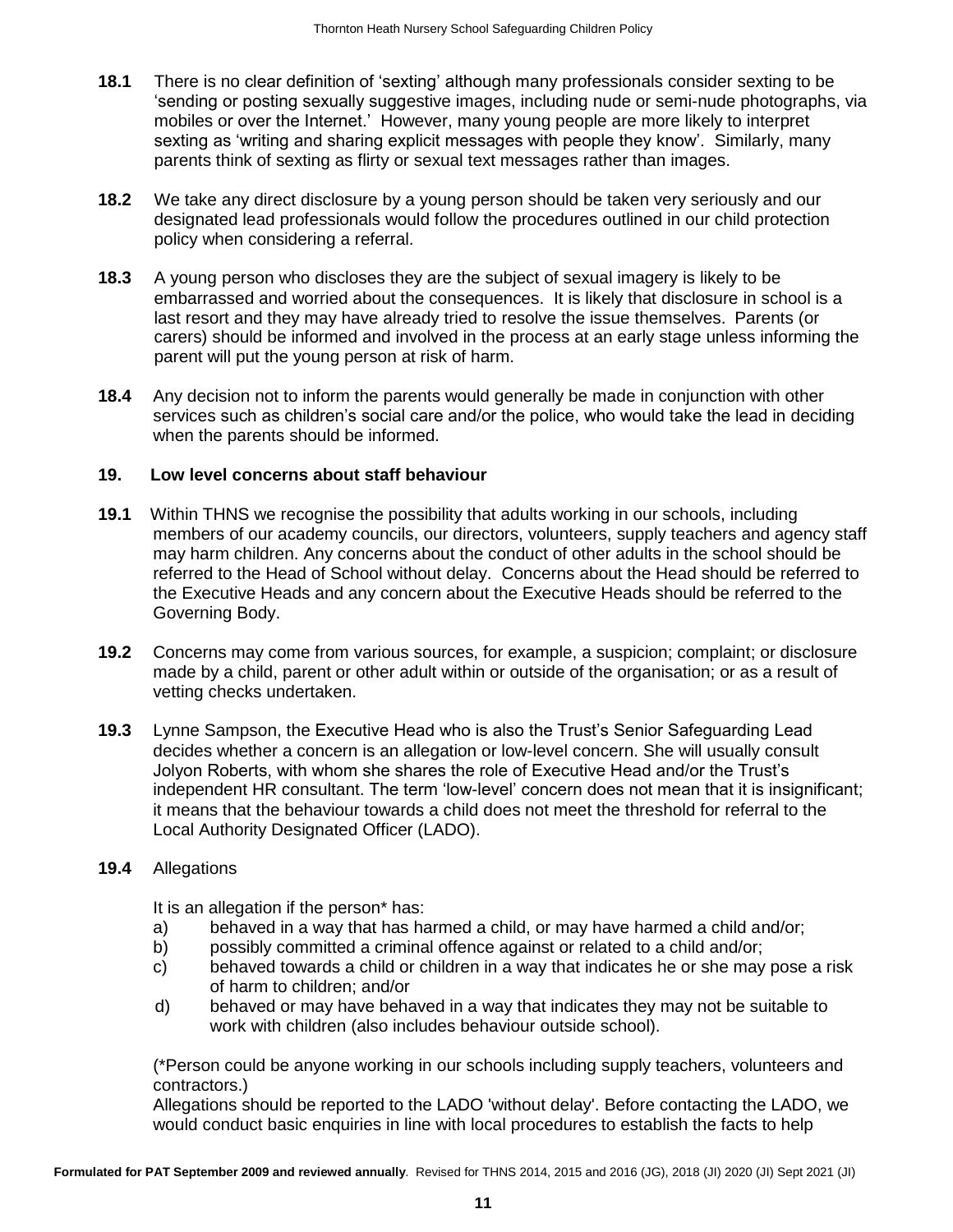**18.1** There is no clear definition of 'sexting' although many professionals consider sexting to be 'sending or posting sexually suggestive images, including nude or semi-nude photographs, via mobiles or over the Internet.' However, many young people are more likely to interpret sexting as 'writing and sharing explicit messages with people they know'. Similarly, many parents think of sexting as flirty or sexual text messages rather than images.

**18.2** We take any direct disclosure by a young person should be taken very seriously and our designated lead professionals would follow the procedures outlined in our child protection policy when considering a referral.

**18.3** A young person who discloses they are the subject of sexual imagery is likely to be embarrassed and worried about the consequences. It is likely that disclosure in school is a last resort and they may have already tried to resolve the issue themselves. Parents (or carers) should be informed and involved in the process at an early stage unless informing the parent will put the young person at risk of harm.

**18.4** Any decision not to inform the parents would generally be made in conjunction with other services such as children's social care and/or the police, who would take the lead in deciding when the parents should be informed.

## 19. Low level concerns about staff behaviour

**19.1** Within THNS we recognise the possibility that adults working in our schools, including members of our academy councils, our directors, volunteers, supply teachers and agency staff may harm children. Any concerns about the conduct of other adults in the school should be referred to the Head of School without delay. Concerns about the Head should be referred to the Executive Heads and any concern about the Executive Heads should be referred to the Governing Body.

**19.2** Concerns may come from various sources, for example, a suspicion; complaint; or disclosure made by a child, parent or other adult within or outside of the organisation; or as a result of vetting checks undertaken.

**19.3** Lynne Sampson, the Executive Head who is also the Trust's Senior Safeguarding Lead decides whether a concern is an allegation or low-level concern. She will usually consult Jolyon Roberts, with whom she shares the role of Executive Head and/or the Trust's independent HR consultant. The term 'low-level' concern does not mean that it is insignificant; it means that the behaviour towards a child does not meet the threshold for referral to the Local Authority Designated Officer (LADO).

**19.4** Allegations

It is an allegation if the person* has:

a) behaved in a way that has harmed a child, or may have harmed a child and/or;
b) possibly committed a criminal offence against or related to a child and/or;
c) behaved towards a child or children in a way that indicates he or she may pose a risk of harm to children; and/or
d) behaved or may have behaved in a way that indicates they may not be suitable to work with children (also includes behaviour outside school).

(*Person could be anyone working in our schools including supply teachers, volunteers and contractors.)

Allegations should be reported to the LADO 'without delay'. Before contacting the LADO, we would conduct basic enquiries in line with local procedures to establish the facts to help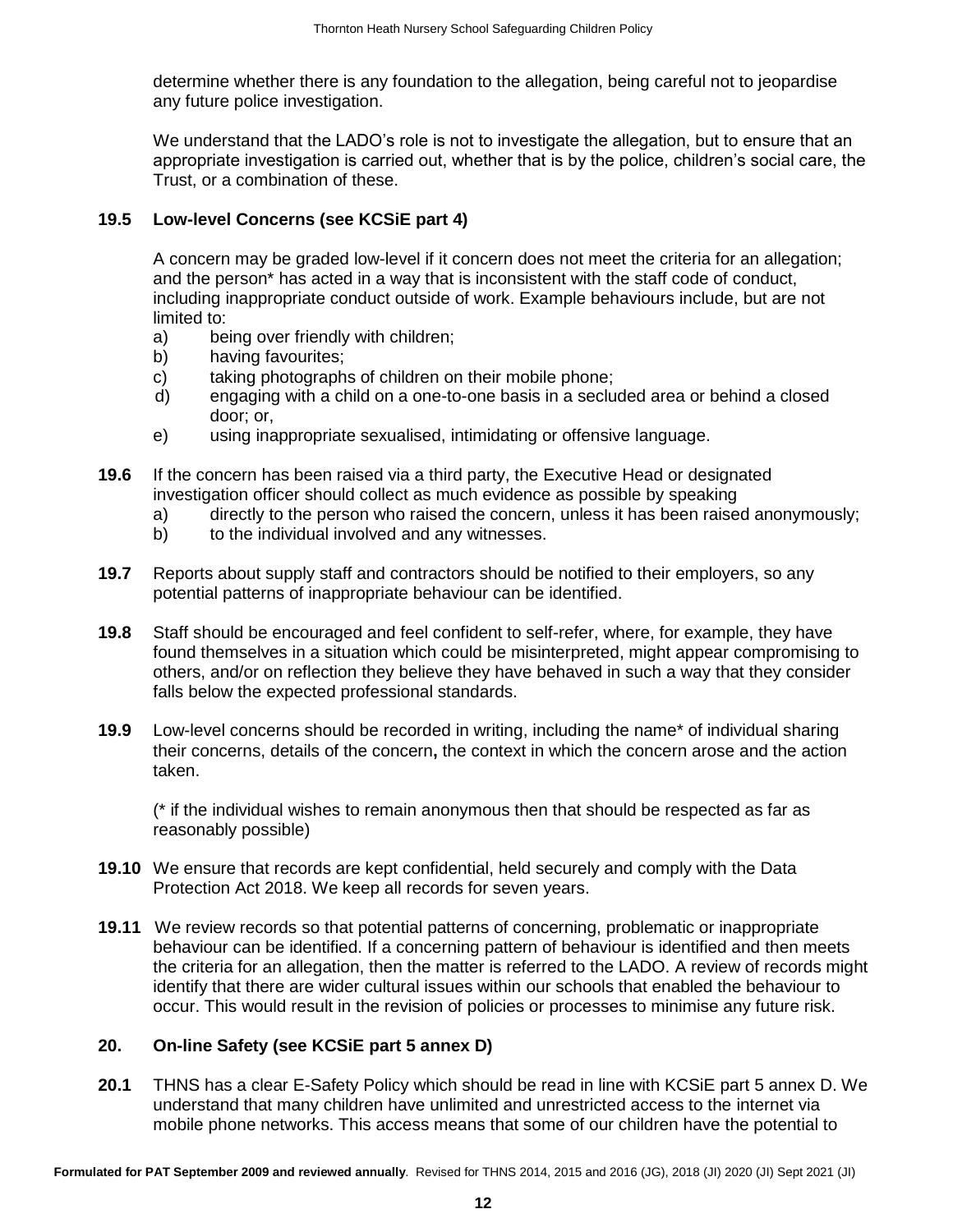determine whether there is any foundation to the allegation, being careful not to jeopardise any future police investigation.

We understand that the LADO's role is not to investigate the allegation, but to ensure that an appropriate investigation is carried out, whether that is by the police, children's social care, the Trust, or a combination of these.

### 19.5 Low-level Concerns (see KCSiE part 4)

A concern may be graded low-level if it concern does not meet the criteria for an allegation; and the person* has acted in a way that is inconsistent with the staff code of conduct, including inappropriate conduct outside of work. Example behaviours include, but are not limited to:

a) being over friendly with children;
b) having favourites;
c) taking photographs of children on their mobile phone;
d) engaging with a child on a one-to-one basis in a secluded area or behind a closed door; or,
e) using inappropriate sexualised, intimidating or offensive language.

**19.6** If the concern has been raised via a third party, the Executive Head or designated investigation officer should collect as much evidence as possible by speaking

a) directly to the person who raised the concern, unless it has been raised anonymously;
b) to the individual involved and any witnesses.

**19.7** Reports about supply staff and contractors should be notified to their employers, so any potential patterns of inappropriate behaviour can be identified.

**19.8** Staff should be encouraged and feel confident to self-refer, where, for example, they have found themselves in a situation which could be misinterpreted, might appear compromising to others, and/or on reflection they believe they have behaved in such a way that they consider falls below the expected professional standards.

**19.9** Low-level concerns should be recorded in writing, including the name* of individual sharing their concerns, details of the concern**,** the context in which the concern arose and the action taken.

(* if the individual wishes to remain anonymous then that should be respected as far as reasonably possible)

**19.10** We ensure that records are kept confidential, held securely and comply with the Data Protection Act 2018. We keep all records for seven years.

**19.11** We review records so that potential patterns of concerning, problematic or inappropriate behaviour can be identified. If a concerning pattern of behaviour is identified and then meets the criteria for an allegation, then the matter is referred to the LADO. A review of records might identify that there are wider cultural issues within our schools that enabled the behaviour to occur. This would result in the revision of policies or processes to minimise any future risk.

## 20. On-line Safety (see KCSiE part 5 annex D)

**20.1** THNS has a clear E-Safety Policy which should be read in line with KCSiE part 5 annex D. We understand that many children have unlimited and unrestricted access to the internet via mobile phone networks. This access means that some of our children have the potential to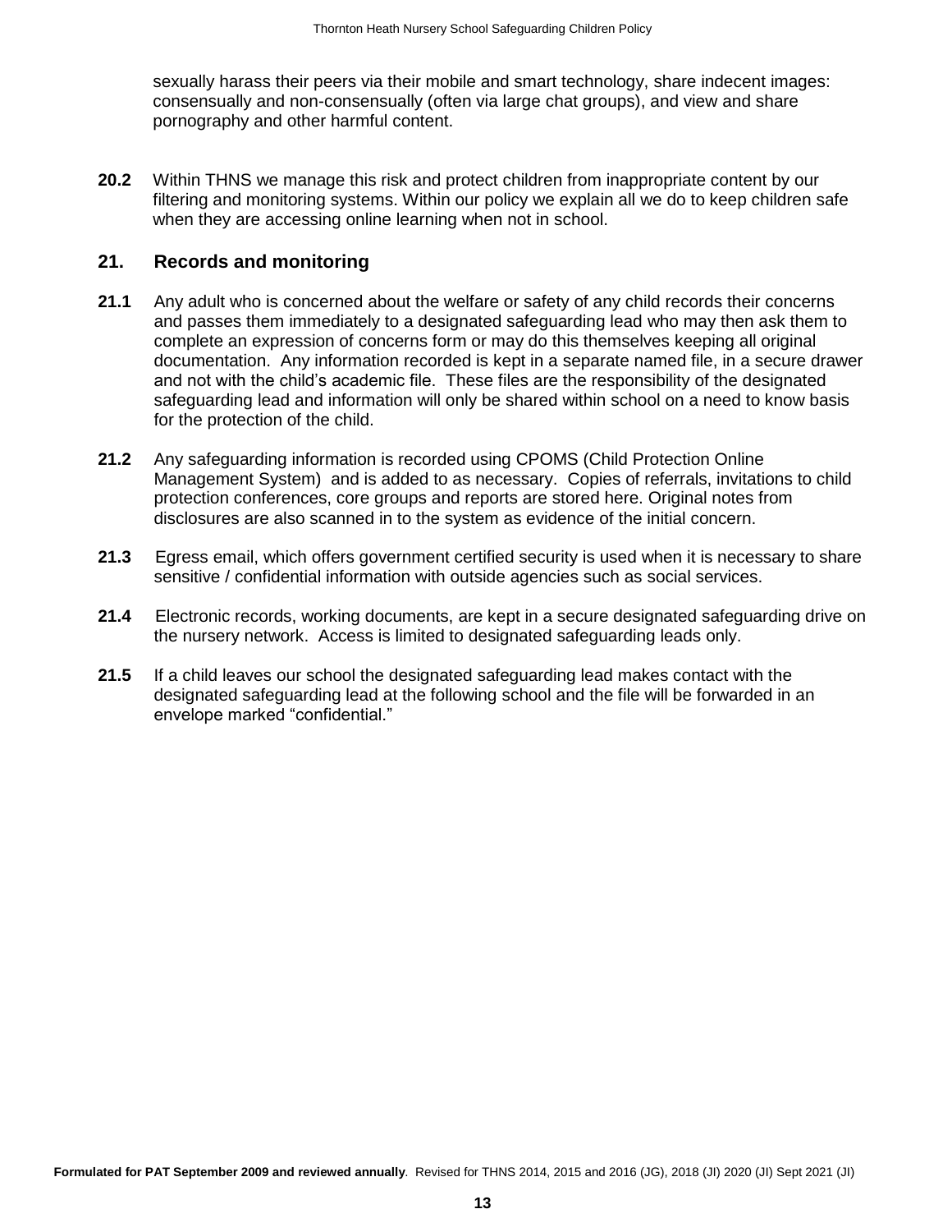sexually harass their peers via their mobile and smart technology, share indecent images: consensually and non-consensually (often via large chat groups), and view and share pornography and other harmful content.

**20.2** Within THNS we manage this risk and protect children from inappropriate content by our filtering and monitoring systems. Within our policy we explain all we do to keep children safe when they are accessing online learning when not in school.

## 21. Records and monitoring

**21.1** Any adult who is concerned about the welfare or safety of any child records their concerns and passes them immediately to a designated safeguarding lead who may then ask them to complete an expression of concerns form or may do this themselves keeping all original documentation. Any information recorded is kept in a separate named file, in a secure drawer and not with the child's academic file. These files are the responsibility of the designated safeguarding lead and information will only be shared within school on a need to know basis for the protection of the child.

**21.2** Any safeguarding information is recorded using CPOMS (Child Protection Online Management System) and is added to as necessary. Copies of referrals, invitations to child protection conferences, core groups and reports are stored here. Original notes from disclosures are also scanned in to the system as evidence of the initial concern.

**21.3** Egress email, which offers government certified security is used when it is necessary to share sensitive / confidential information with outside agencies such as social services.

**21.4** Electronic records, working documents, are kept in a secure designated safeguarding drive on the nursery network. Access is limited to designated safeguarding leads only.

**21.5** If a child leaves our school the designated safeguarding lead makes contact with the designated safeguarding lead at the following school and the file will be forwarded in an envelope marked "confidential."

**Formulated for PAT September 2009 and reviewed annually**. Revised for THNS 2014, 2015 and 2016 (JG), 2018 (JI) 2020 (JI) Sept 2021 (JI)